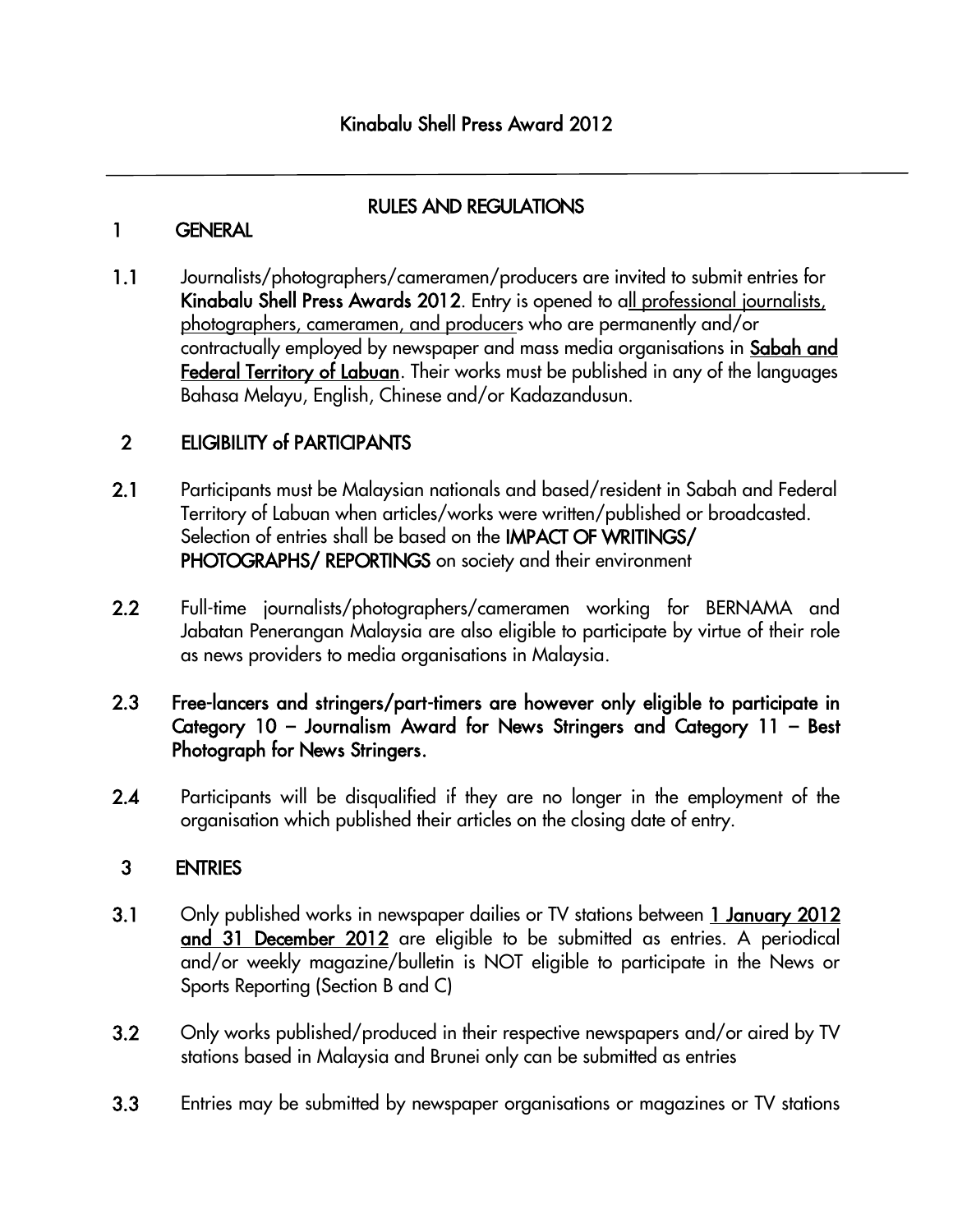# Kinabalu Shell Press Award 2012

## RULES AND REGULATIONS

### 1 GENERAL

1.1 Journalists/photographers/cameramen/producers are invited to submit entries for **Kinabalu Shell Press Awards 2012**. Entry is opened to <u>all professional journalists, photographers, cameramen, and producers</u> who are permanently and/or contractually employed by newspaper and mass media organisations in **<u>Sabah and Federal Territory of Labuan</u>**. Their works must be published in any of the languages Bahasa Melayu, English, Chinese and/or Kadazandusun.

### 2 ELIGIBILITY of PARTICIPANTS

2.1 Participants must be Malaysian nationals and based/resident in Sabah and Federal Territory of Labuan when articles/works were written/published or broadcasted. Selection of entries shall be based on the **IMPACT OF WRITINGS/ PHOTOGRAPHS/ REPORTINGS** on society and their environment

2.2 Full-time journalists/photographers/cameramen working for BERNAMA and Jabatan Penerangan Malaysia are also eligible to participate by virtue of their role as news providers to media organisations in Malaysia.

**2.3 Free-lancers and stringers/part-timers are however only eligible to participate in Category 10 – Journalism Award for News Stringers and Category 11 – Best Photograph for News Stringers.**

2.4 Participants will be disqualified if they are no longer in the employment of the organisation which published their articles on the closing date of entry.

### 3 ENTRIES

3.1 Only published works in newspaper dailies or TV stations between **<u>1 January 2012 and 31 December 2012</u>** are eligible to be submitted as entries. A periodical and/or weekly magazine/bulletin is NOT eligible to participate in the News or Sports Reporting (Section B and C)

3.2 Only works published/produced in their respective newspapers and/or aired by TV stations based in Malaysia and Brunei only can be submitted as entries

3.3 Entries may be submitted by newspaper organisations or magazines or TV stations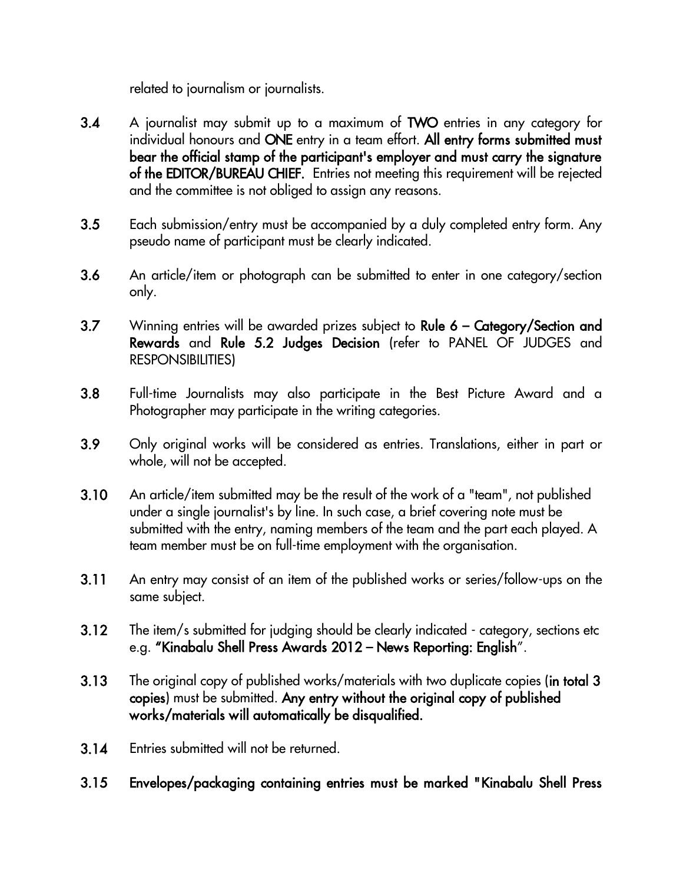related to journalism or journalists.

**3.4** A journalist may submit up to a maximum of **TWO** entries in any category for individual honours and **ONE** entry in a team effort. **All entry forms submitted must bear the official stamp of the participant's employer and must carry the signature of the EDITOR/BUREAU CHIEF.** Entries not meeting this requirement will be rejected and the committee is not obliged to assign any reasons.

**3.5** Each submission/entry must be accompanied by a duly completed entry form. Any pseudo name of participant must be clearly indicated.

**3.6** An article/item or photograph can be submitted to enter in one category/section only.

**3.7** Winning entries will be awarded prizes subject to **Rule 6 – Category/Section and Rewards** and **Rule 5.2 Judges Decision** (refer to PANEL OF JUDGES and RESPONSIBILITIES)

**3.8** Full-time Journalists may also participate in the Best Picture Award and a Photographer may participate in the writing categories.

**3.9** Only original works will be considered as entries. Translations, either in part or whole, will not be accepted.

**3.10** An article/item submitted may be the result of the work of a "team", not published under a single journalist's by line. In such case, a brief covering note must be submitted with the entry, naming members of the team and the part each played. A team member must be on full-time employment with the organisation.

**3.11** An entry may consist of an item of the published works or series/follow-ups on the same subject.

**3.12** The item/s submitted for judging should be clearly indicated - category, sections etc e.g. **"Kinabalu Shell Press Awards 2012 – News Reporting: English"**.

**3.13** The original copy of published works/materials with two duplicate copies (**in total 3 copies**) must be submitted. **Any entry without the original copy of published works/materials will automatically be disqualified.**

**3.14** Entries submitted will not be returned.

**3.15** **Envelopes/packaging containing entries must be marked "Kinabalu Shell Press**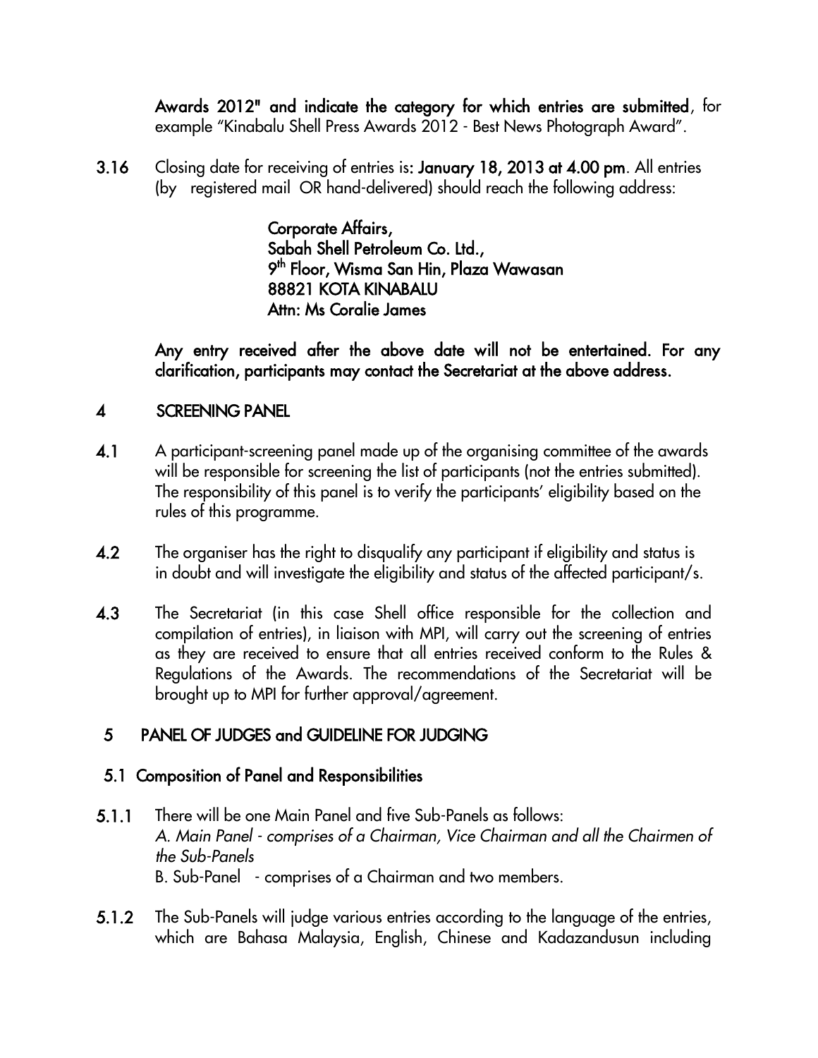**Awards 2012" and indicate the category for which entries are submitted**, for example "Kinabalu Shell Press Awards 2012 - Best News Photograph Award".

**3.16** Closing date for receiving of entries is: **January 18, 2013 at 4.00 pm**. All entries (by registered mail OR hand-delivered) should reach the following address:

> **Corporate Affairs,**
> **Sabah Shell Petroleum Co. Ltd.,**
> **9th Floor, Wisma San Hin, Plaza Wawasan**
> **88821 KOTA KINABALU**
> **Attn: Ms Coralie James**

**Any entry received after the above date will not be entertained. For any clarification, participants may contact the Secretariat at the above address.**

## 4 SCREENING PANEL

**4.1** A participant-screening panel made up of the organising committee of the awards will be responsible for screening the list of participants (not the entries submitted). The responsibility of this panel is to verify the participants' eligibility based on the rules of this programme.

**4.2** The organiser has the right to disqualify any participant if eligibility and status is in doubt and will investigate the eligibility and status of the affected participant/s.

**4.3** The Secretariat (in this case Shell office responsible for the collection and compilation of entries), in liaison with MPI, will carry out the screening of entries as they are received to ensure that all entries received conform to the Rules & Regulations of the Awards. The recommendations of the Secretariat will be brought up to MPI for further approval/agreement.

## 5 PANEL OF JUDGES and GUIDELINE FOR JUDGING

### 5.1 Composition of Panel and Responsibilities

**5.1.1** There will be one Main Panel and five Sub-Panels as follows:
*A. Main Panel - comprises of a Chairman, Vice Chairman and all the Chairmen of the Sub-Panels*
B. Sub-Panel - comprises of a Chairman and two members.

**5.1.2** The Sub-Panels will judge various entries according to the language of the entries, which are Bahasa Malaysia, English, Chinese and Kadazandusun including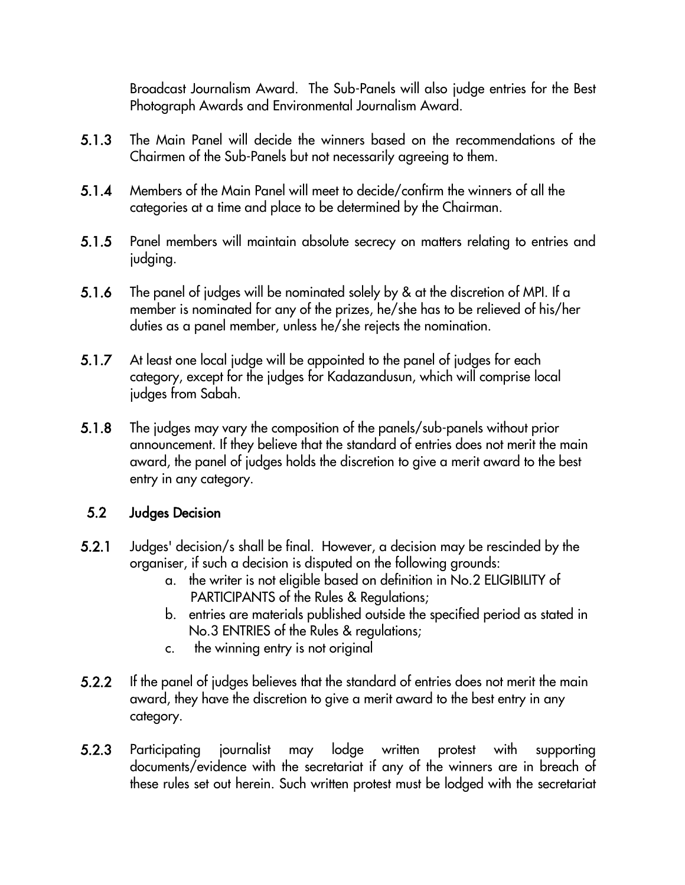Broadcast Journalism Award. The Sub-Panels will also judge entries for the Best Photograph Awards and Environmental Journalism Award.

**5.1.3** The Main Panel will decide the winners based on the recommendations of the Chairmen of the Sub-Panels but not necessarily agreeing to them.

**5.1.4** Members of the Main Panel will meet to decide/confirm the winners of all the categories at a time and place to be determined by the Chairman.

**5.1.5** Panel members will maintain absolute secrecy on matters relating to entries and judging.

**5.1.6** The panel of judges will be nominated solely by & at the discretion of MPI. If a member is nominated for any of the prizes, he/she has to be relieved of his/her duties as a panel member, unless he/she rejects the nomination.

**5.1.7** At least one local judge will be appointed to the panel of judges for each category, except for the judges for Kadazandusun, which will comprise local judges from Sabah.

**5.1.8** The judges may vary the composition of the panels/sub-panels without prior announcement. If they believe that the standard of entries does not merit the main award, the panel of judges holds the discretion to give a merit award to the best entry in any category.

## 5.2 Judges Decision

**5.2.1** Judges' decision/s shall be final. However, a decision may be rescinded by the organiser, if such a decision is disputed on the following grounds:

a. the writer is not eligible based on definition in No.2 ELIGIBILITY of PARTICIPANTS of the Rules & Regulations;
b. entries are materials published outside the specified period as stated in No.3 ENTRIES of the Rules & regulations;
c. the winning entry is not original

**5.2.2** If the panel of judges believes that the standard of entries does not merit the main award, they have the discretion to give a merit award to the best entry in any category.

**5.2.3** Participating journalist may lodge written protest with supporting documents/evidence with the secretariat if any of the winners are in breach of these rules set out herein. Such written protest must be lodged with the secretariat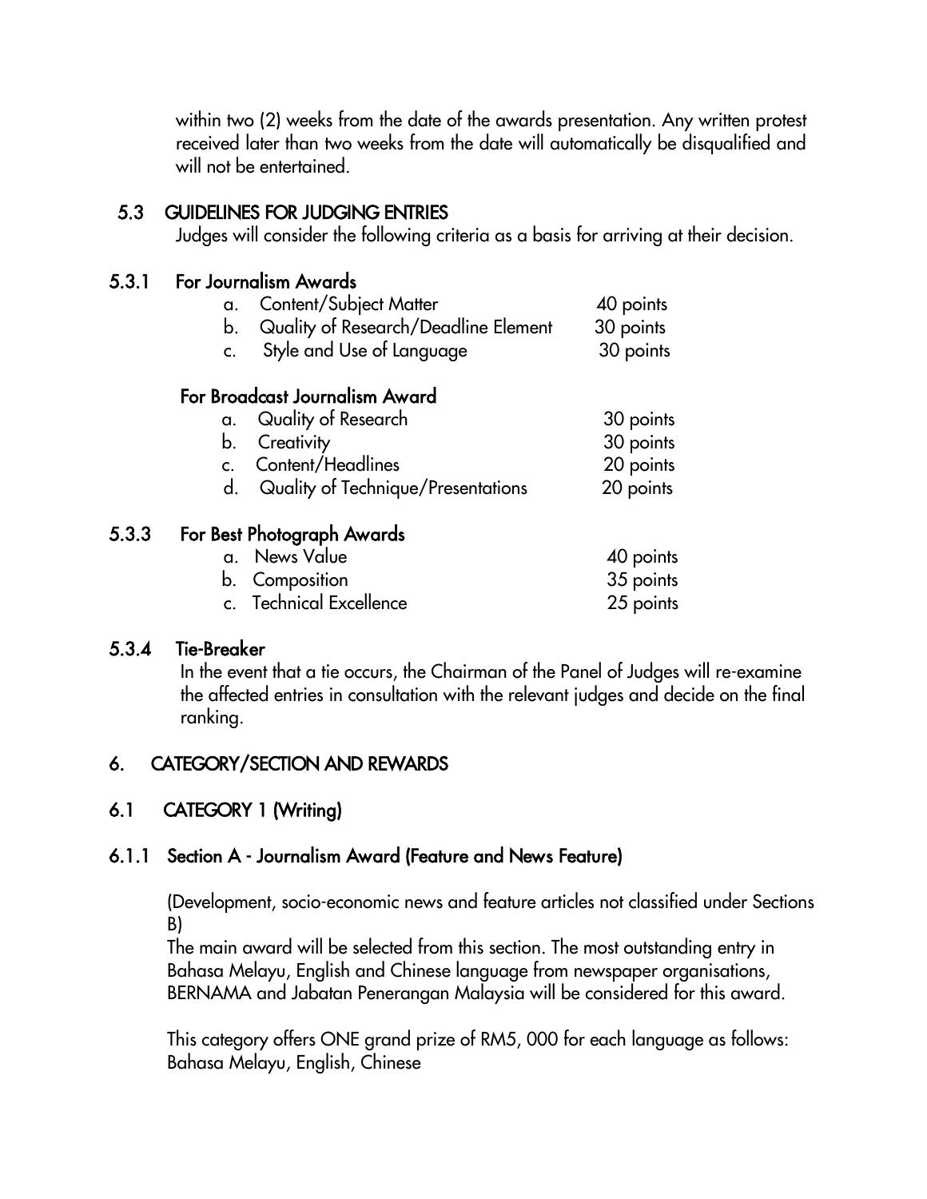within two (2) weeks from the date of the awards presentation. Any written protest received later than two weeks from the date will automatically be disqualified and will not be entertained.

### 5.3 GUIDELINES FOR JUDGING ENTRIES

Judges will consider the following criteria as a basis for arriving at their decision.

#### 5.3.1 For Journalism Awards

| | | |
|---|---|---|
| a. | Content/Subject Matter | 40 points |
| b. | Quality of Research/Deadline Element | 30 points |
| c. | Style and Use of Language | 30 points |

#### For Broadcast Journalism Award

| | | |
|---|---|---|
| a. | Quality of Research | 30 points |
| b. | Creativity | 30 points |
| c. | Content/Headlines | 20 points |
| d. | Quality of Technique/Presentations | 20 points |

#### 5.3.3 For Best Photograph Awards

| | | |
|---|---|---|
| a. | News Value | 40 points |
| b. | Composition | 35 points |
| c. | Technical Excellence | 25 points |

#### 5.3.4 Tie-Breaker

In the event that a tie occurs, the Chairman of the Panel of Judges will re-examine the affected entries in consultation with the relevant judges and decide on the final ranking.

## 6. CATEGORY/SECTION AND REWARDS

### 6.1 CATEGORY 1 (Writing)

#### 6.1.1 Section A - Journalism Award (Feature and News Feature)

(Development, socio-economic news and feature articles not classified under Sections B)

The main award will be selected from this section. The most outstanding entry in Bahasa Melayu, English and Chinese language from newspaper organisations, BERNAMA and Jabatan Penerangan Malaysia will be considered for this award.

This category offers ONE grand prize of RM5, 000 for each language as follows: Bahasa Melayu, English, Chinese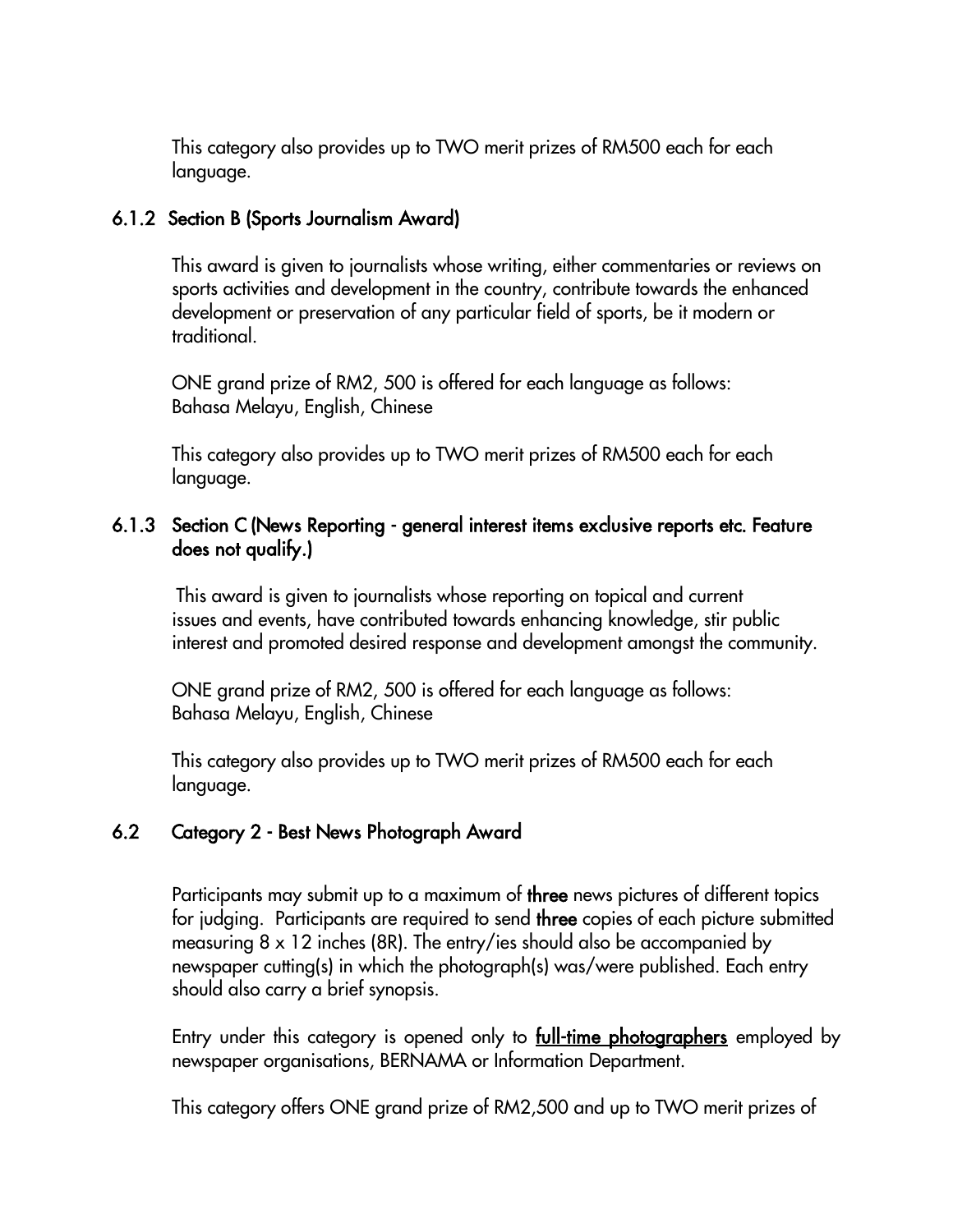This category also provides up to TWO merit prizes of RM500 each for each language.

#### 6.1.2 Section B (Sports Journalism Award)

This award is given to journalists whose writing, either commentaries or reviews on sports activities and development in the country, contribute towards the enhanced development or preservation of any particular field of sports, be it modern or traditional.

ONE grand prize of RM2, 500 is offered for each language as follows:
Bahasa Melayu, English, Chinese

This category also provides up to TWO merit prizes of RM500 each for each language.

#### 6.1.3 Section C (News Reporting - general interest items exclusive reports etc. Feature does not qualify.)

This award is given to journalists whose reporting on topical and current issues and events, have contributed towards enhancing knowledge, stir public interest and promoted desired response and development amongst the community.

ONE grand prize of RM2, 500 is offered for each language as follows:
Bahasa Melayu, English, Chinese

This category also provides up to TWO merit prizes of RM500 each for each language.

### 6.2 Category 2 - Best News Photograph Award

Participants may submit up to a maximum of **three** news pictures of different topics for judging. Participants are required to send **three** copies of each picture submitted measuring 8 x 12 inches (8R). The entry/ies should also be accompanied by newspaper cutting(s) in which the photograph(s) was/were published. Each entry should also carry a brief synopsis.

Entry under this category is opened only to **full-time photographers** employed by newspaper organisations, BERNAMA or Information Department.

This category offers ONE grand prize of RM2,500 and up to TWO merit prizes of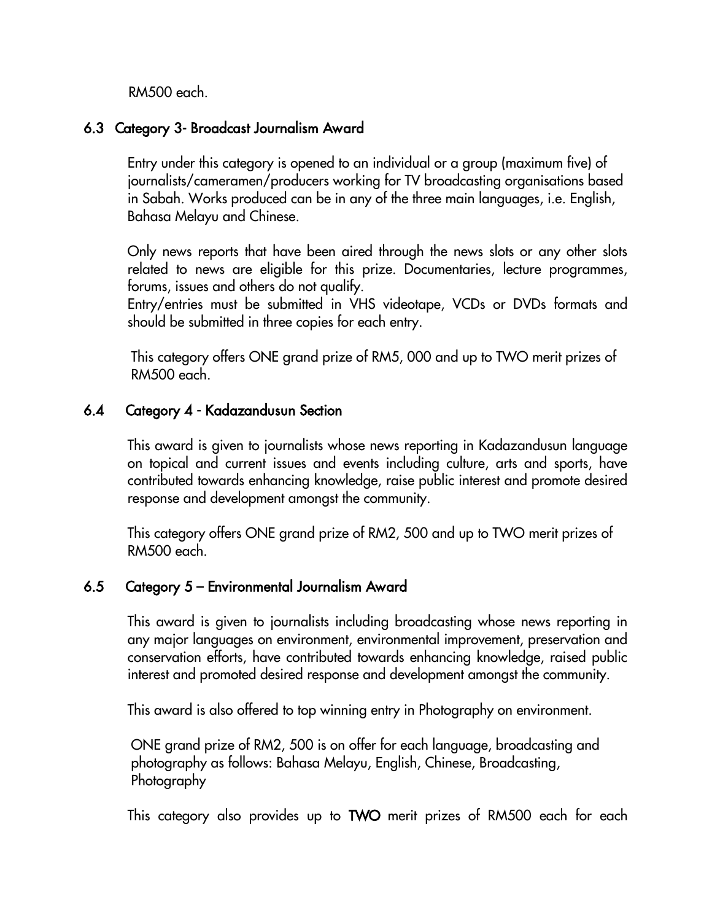RM500 each.

### 6.3 Category 3- Broadcast Journalism Award

Entry under this category is opened to an individual or a group (maximum five) of journalists/cameramen/producers working for TV broadcasting organisations based in Sabah. Works produced can be in any of the three main languages, i.e. English, Bahasa Melayu and Chinese.

Only news reports that have been aired through the news slots or any other slots related to news are eligible for this prize. Documentaries, lecture programmes, forums, issues and others do not qualify.
Entry/entries must be submitted in VHS videotape, VCDs or DVDs formats and should be submitted in three copies for each entry.

This category offers ONE grand prize of RM5, 000 and up to TWO merit prizes of RM500 each.

### 6.4 Category 4 - Kadazandusun Section

This award is given to journalists whose news reporting in Kadazandusun language on topical and current issues and events including culture, arts and sports, have contributed towards enhancing knowledge, raise public interest and promote desired response and development amongst the community.

This category offers ONE grand prize of RM2, 500 and up to TWO merit prizes of RM500 each.

### 6.5 Category 5 – Environmental Journalism Award

This award is given to journalists including broadcasting whose news reporting in any major languages on environment, environmental improvement, preservation and conservation efforts, have contributed towards enhancing knowledge, raised public interest and promoted desired response and development amongst the community.

This award is also offered to top winning entry in Photography on environment.

ONE grand prize of RM2, 500 is on offer for each language, broadcasting and photography as follows: Bahasa Melayu, English, Chinese, Broadcasting, Photography

This category also provides up to **TWO** merit prizes of RM500 each for each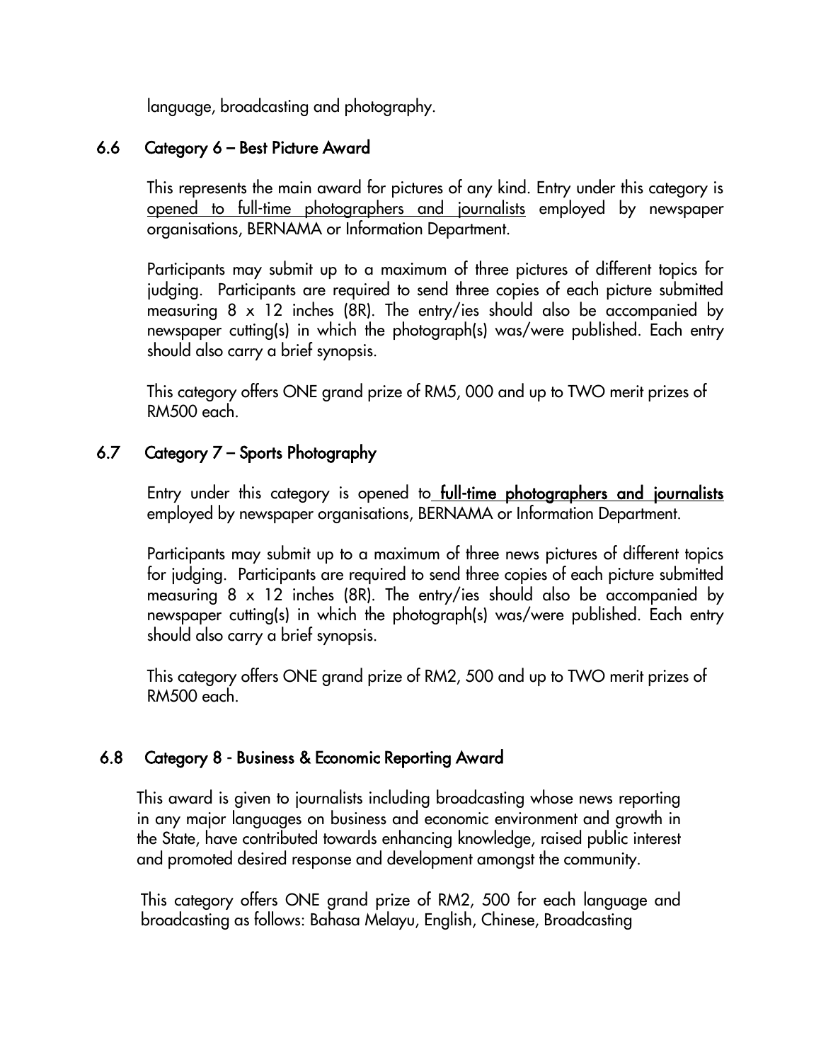language, broadcasting and photography.

### 6.6 Category 6 – Best Picture Award

This represents the main award for pictures of any kind. Entry under this category is opened to full-time photographers and journalists employed by newspaper organisations, BERNAMA or Information Department.

Participants may submit up to a maximum of three pictures of different topics for judging. Participants are required to send three copies of each picture submitted measuring 8 x 12 inches (8R). The entry/ies should also be accompanied by newspaper cutting(s) in which the photograph(s) was/were published. Each entry should also carry a brief synopsis.

This category offers ONE grand prize of RM5, 000 and up to TWO merit prizes of RM500 each.

### 6.7 Category 7 – Sports Photography

Entry under this category is opened to **full-time photographers and journalists** employed by newspaper organisations, BERNAMA or Information Department.

Participants may submit up to a maximum of three news pictures of different topics for judging. Participants are required to send three copies of each picture submitted measuring 8 x 12 inches (8R). The entry/ies should also be accompanied by newspaper cutting(s) in which the photograph(s) was/were published. Each entry should also carry a brief synopsis.

This category offers ONE grand prize of RM2, 500 and up to TWO merit prizes of RM500 each.

### 6.8 Category 8 - Business & Economic Reporting Award

This award is given to journalists including broadcasting whose news reporting in any major languages on business and economic environment and growth in the State, have contributed towards enhancing knowledge, raised public interest and promoted desired response and development amongst the community.

This category offers ONE grand prize of RM2, 500 for each language and broadcasting as follows: Bahasa Melayu, English, Chinese, Broadcasting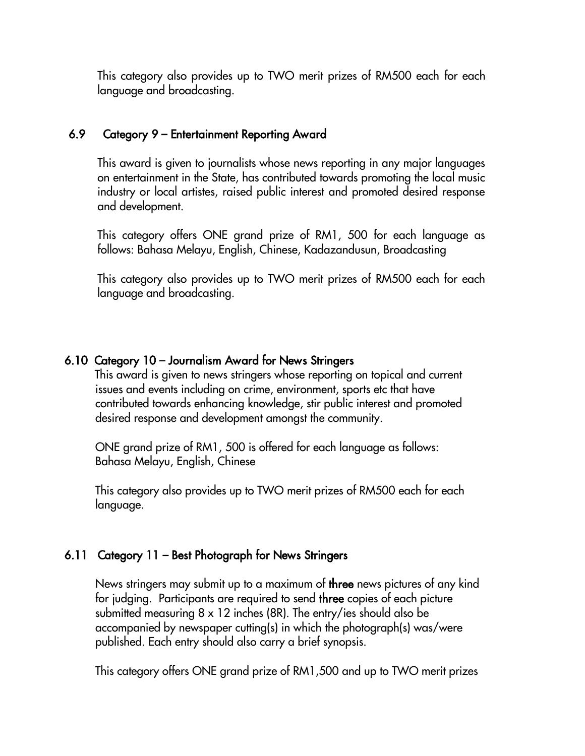This category also provides up to TWO merit prizes of RM500 each for each language and broadcasting.

### 6.9 Category 9 – Entertainment Reporting Award

This award is given to journalists whose news reporting in any major languages on entertainment in the State, has contributed towards promoting the local music industry or local artistes, raised public interest and promoted desired response and development.

This category offers ONE grand prize of RM1, 500 for each language as follows: Bahasa Melayu, English, Chinese, Kadazandusun, Broadcasting

This category also provides up to TWO merit prizes of RM500 each for each language and broadcasting.

### 6.10 Category 10 – Journalism Award for News Stringers

This award is given to news stringers whose reporting on topical and current issues and events including on crime, environment, sports etc that have contributed towards enhancing knowledge, stir public interest and promoted desired response and development amongst the community.

ONE grand prize of RM1, 500 is offered for each language as follows: Bahasa Melayu, English, Chinese

This category also provides up to TWO merit prizes of RM500 each for each language.

### 6.11 Category 11 – Best Photograph for News Stringers

News stringers may submit up to a maximum of **three** news pictures of any kind for judging. Participants are required to send **three** copies of each picture submitted measuring 8 x 12 inches (8R). The entry/ies should also be accompanied by newspaper cutting(s) in which the photograph(s) was/were published. Each entry should also carry a brief synopsis.

This category offers ONE grand prize of RM1,500 and up to TWO merit prizes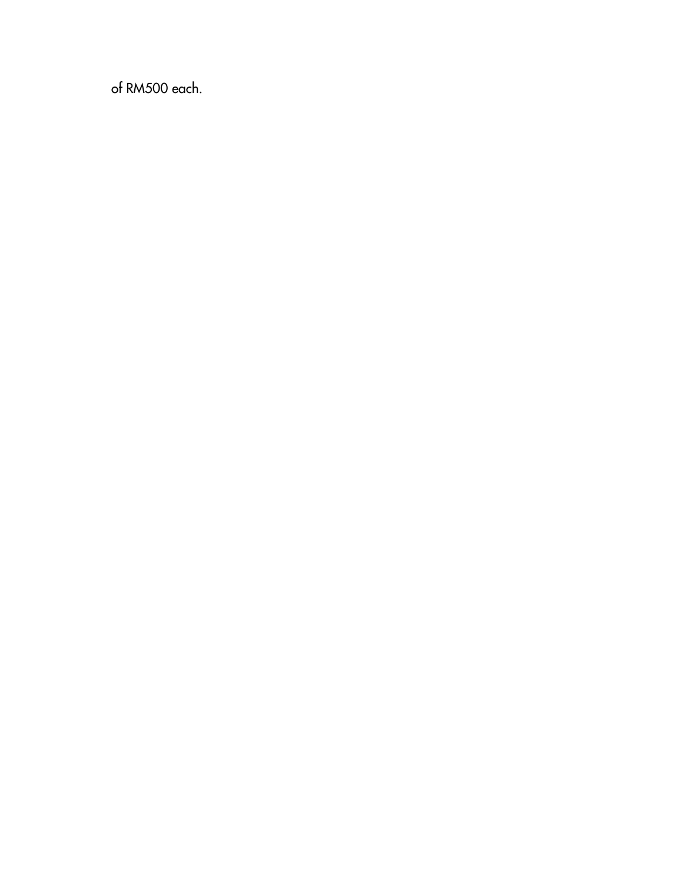of RM500 each.